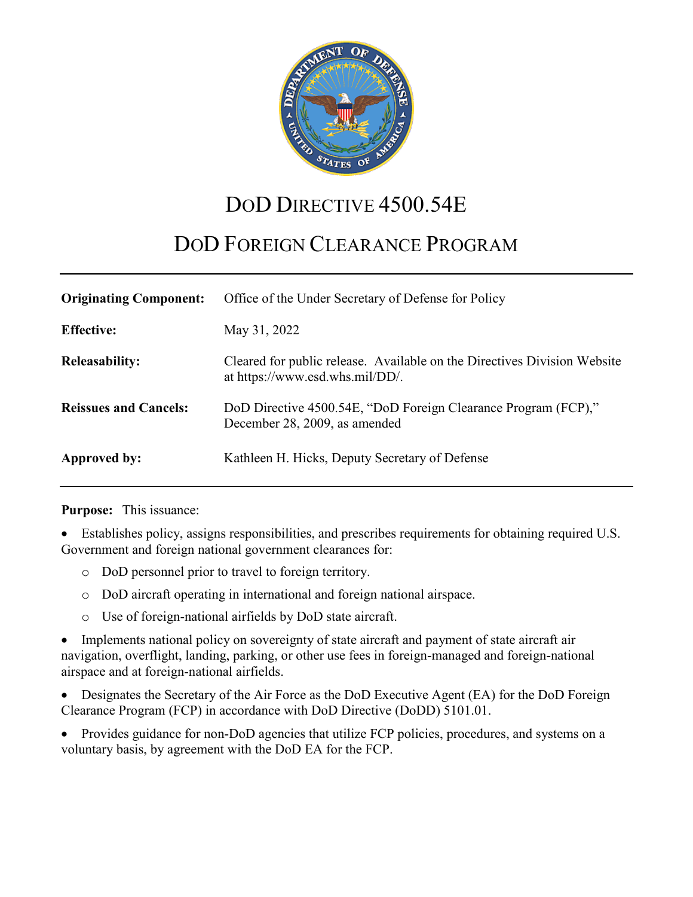# DoD Directive 4500.54E

# DoD Foreign Clearance Program

| | |
|---|---|
| **Originating Component:** | Office of the Under Secretary of Defense for Policy |
| **Effective:** | May 31, 2022 |
| **Releasability:** | Cleared for public release. Available on the Directives Division Website at https://www.esd.whs.mil/DD/. |
| **Reissues and Cancels:** | DoD Directive 4500.54E, "DoD Foreign Clearance Program (FCP)," December 28, 2009, as amended |
| **Approved by:** | Kathleen H. Hicks, Deputy Secretary of Defense |

**Purpose:** This issuance:

- Establishes policy, assigns responsibilities, and prescribes requirements for obtaining required U.S. Government and foreign national government clearances for:
  - DoD personnel prior to travel to foreign territory.
  - DoD aircraft operating in international and foreign national airspace.
  - Use of foreign-national airfields by DoD state aircraft.
- Implements national policy on sovereignty of state aircraft and payment of state aircraft air navigation, overflight, landing, parking, or other use fees in foreign-managed and foreign-national airspace and at foreign-national airfields.
- Designates the Secretary of the Air Force as the DoD Executive Agent (EA) for the DoD Foreign Clearance Program (FCP) in accordance with DoD Directive (DoDD) 5101.01.
- Provides guidance for non-DoD agencies that utilize FCP policies, procedures, and systems on a voluntary basis, by agreement with the DoD EA for the FCP.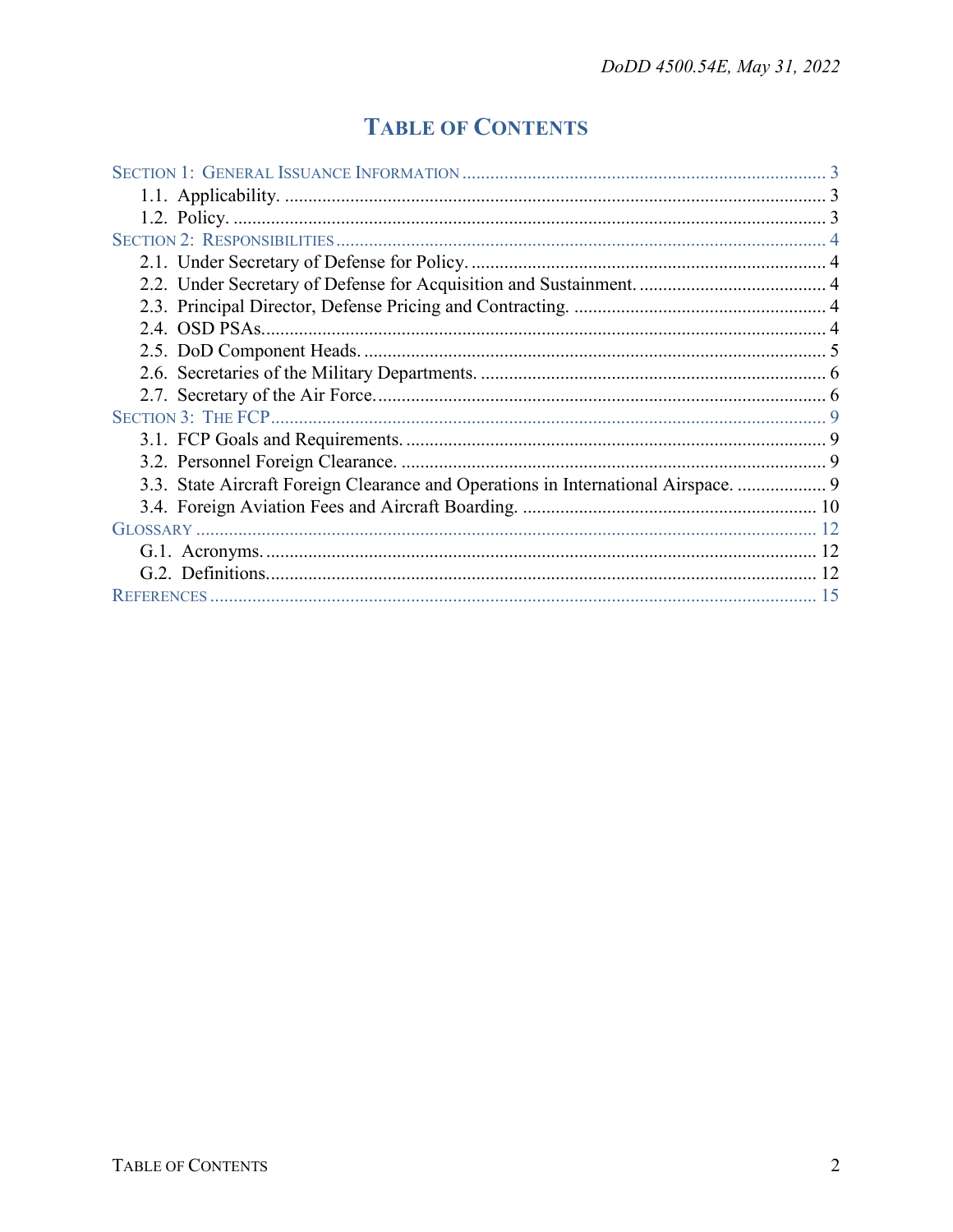# TABLE OF CONTENTS

SECTION 1: GENERAL ISSUANCE INFORMATION ............ 3
- 1.1. Applicability. ............ 3
- 1.2. Policy. ............ 3

SECTION 2: RESPONSIBILITIES ............ 4
- 2.1. Under Secretary of Defense for Policy. ............ 4
- 2.2. Under Secretary of Defense for Acquisition and Sustainment. ............ 4
- 2.3. Principal Director, Defense Pricing and Contracting. ............ 4
- 2.4. OSD PSAs. ............ 4
- 2.5. DoD Component Heads. ............ 5
- 2.6. Secretaries of the Military Departments. ............ 6
- 2.7. Secretary of the Air Force. ............ 6

SECTION 3: THE FCP ............ 9
- 3.1. FCP Goals and Requirements. ............ 9
- 3.2. Personnel Foreign Clearance. ............ 9
- 3.3. State Aircraft Foreign Clearance and Operations in International Airspace. ............ 9
- 3.4. Foreign Aviation Fees and Aircraft Boarding. ............ 10

GLOSSARY ............ 12
- G.1. Acronyms. ............ 12
- G.2. Definitions. ............ 12

REFERENCES ............ 15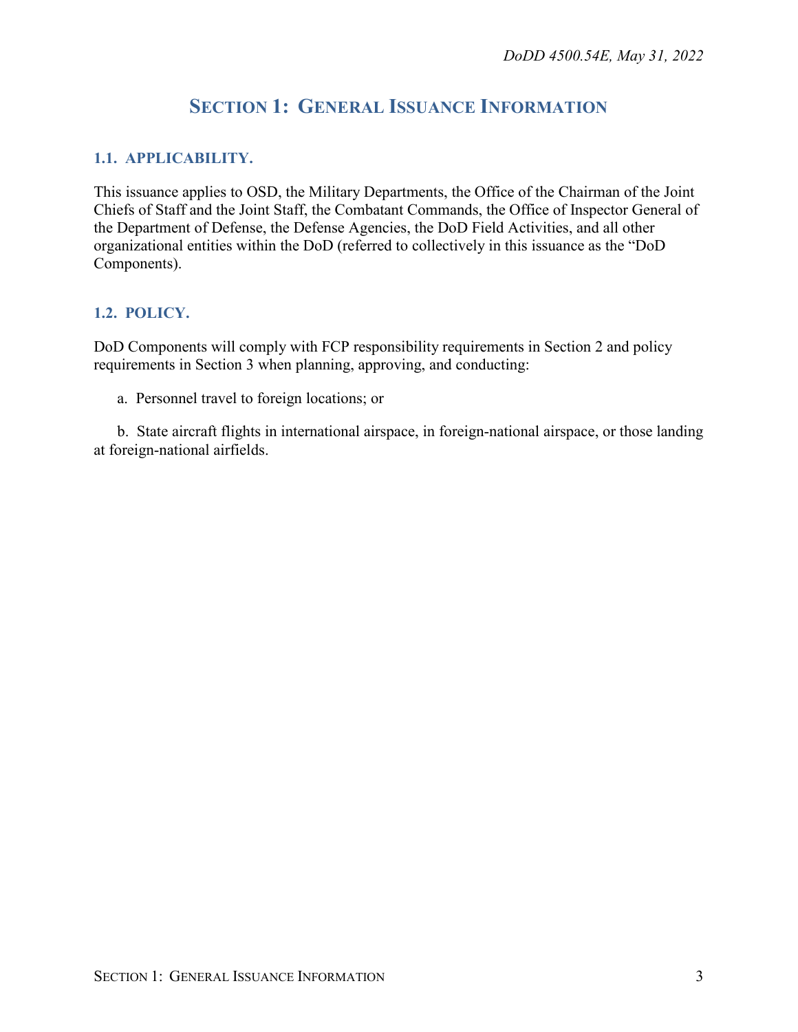# SECTION 1: GENERAL ISSUANCE INFORMATION

## 1.1. APPLICABILITY.

This issuance applies to OSD, the Military Departments, the Office of the Chairman of the Joint Chiefs of Staff and the Joint Staff, the Combatant Commands, the Office of Inspector General of the Department of Defense, the Defense Agencies, the DoD Field Activities, and all other organizational entities within the DoD (referred to collectively in this issuance as the "DoD Components).

## 1.2. POLICY.

DoD Components will comply with FCP responsibility requirements in Section 2 and policy requirements in Section 3 when planning, approving, and conducting:

a. Personnel travel to foreign locations; or

b. State aircraft flights in international airspace, in foreign-national airspace, or those landing at foreign-national airfields.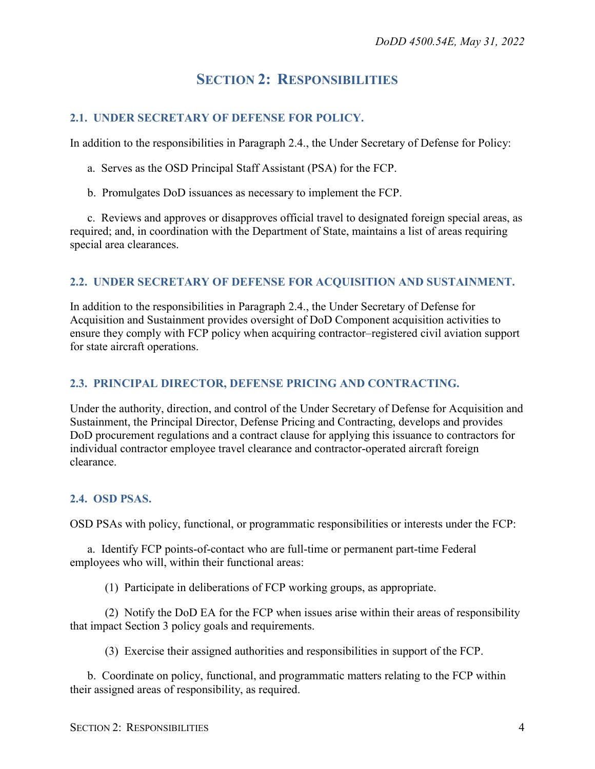# Section 2: Responsibilities

## 2.1. UNDER SECRETARY OF DEFENSE FOR POLICY.

In addition to the responsibilities in Paragraph 2.4., the Under Secretary of Defense for Policy:

a. Serves as the OSD Principal Staff Assistant (PSA) for the FCP.

b. Promulgates DoD issuances as necessary to implement the FCP.

c. Reviews and approves or disapproves official travel to designated foreign special areas, as required; and, in coordination with the Department of State, maintains a list of areas requiring special area clearances.

## 2.2. UNDER SECRETARY OF DEFENSE FOR ACQUISITION AND SUSTAINMENT.

In addition to the responsibilities in Paragraph 2.4., the Under Secretary of Defense for Acquisition and Sustainment provides oversight of DoD Component acquisition activities to ensure they comply with FCP policy when acquiring contractor–registered civil aviation support for state aircraft operations.

## 2.3. PRINCIPAL DIRECTOR, DEFENSE PRICING AND CONTRACTING.

Under the authority, direction, and control of the Under Secretary of Defense for Acquisition and Sustainment, the Principal Director, Defense Pricing and Contracting, develops and provides DoD procurement regulations and a contract clause for applying this issuance to contractors for individual contractor employee travel clearance and contractor-operated aircraft foreign clearance.

## 2.4. OSD PSAS.

OSD PSAs with policy, functional, or programmatic responsibilities or interests under the FCP:

a. Identify FCP points-of-contact who are full-time or permanent part-time Federal employees who will, within their functional areas:

(1) Participate in deliberations of FCP working groups, as appropriate.

(2) Notify the DoD EA for the FCP when issues arise within their areas of responsibility that impact Section 3 policy goals and requirements.

(3) Exercise their assigned authorities and responsibilities in support of the FCP.

b. Coordinate on policy, functional, and programmatic matters relating to the FCP within their assigned areas of responsibility, as required.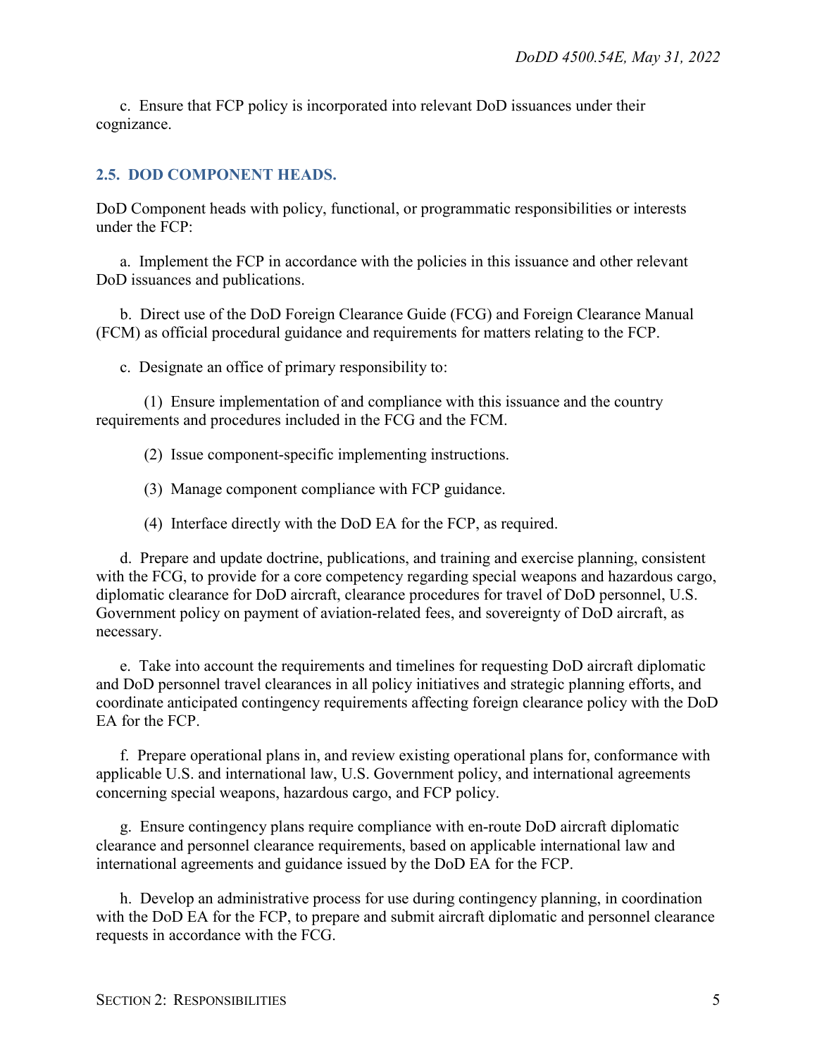c. Ensure that FCP policy is incorporated into relevant DoD issuances under their cognizance.

## 2.5. DOD COMPONENT HEADS.

DoD Component heads with policy, functional, or programmatic responsibilities or interests under the FCP:

a. Implement the FCP in accordance with the policies in this issuance and other relevant DoD issuances and publications.

b. Direct use of the DoD Foreign Clearance Guide (FCG) and Foreign Clearance Manual (FCM) as official procedural guidance and requirements for matters relating to the FCP.

c. Designate an office of primary responsibility to:

(1) Ensure implementation of and compliance with this issuance and the country requirements and procedures included in the FCG and the FCM.

(2) Issue component-specific implementing instructions.

(3) Manage component compliance with FCP guidance.

(4) Interface directly with the DoD EA for the FCP, as required.

d. Prepare and update doctrine, publications, and training and exercise planning, consistent with the FCG, to provide for a core competency regarding special weapons and hazardous cargo, diplomatic clearance for DoD aircraft, clearance procedures for travel of DoD personnel, U.S. Government policy on payment of aviation-related fees, and sovereignty of DoD aircraft, as necessary.

e. Take into account the requirements and timelines for requesting DoD aircraft diplomatic and DoD personnel travel clearances in all policy initiatives and strategic planning efforts, and coordinate anticipated contingency requirements affecting foreign clearance policy with the DoD EA for the FCP.

f. Prepare operational plans in, and review existing operational plans for, conformance with applicable U.S. and international law, U.S. Government policy, and international agreements concerning special weapons, hazardous cargo, and FCP policy.

g. Ensure contingency plans require compliance with en-route DoD aircraft diplomatic clearance and personnel clearance requirements, based on applicable international law and international agreements and guidance issued by the DoD EA for the FCP.

h. Develop an administrative process for use during contingency planning, in coordination with the DoD EA for the FCP, to prepare and submit aircraft diplomatic and personnel clearance requests in accordance with the FCG.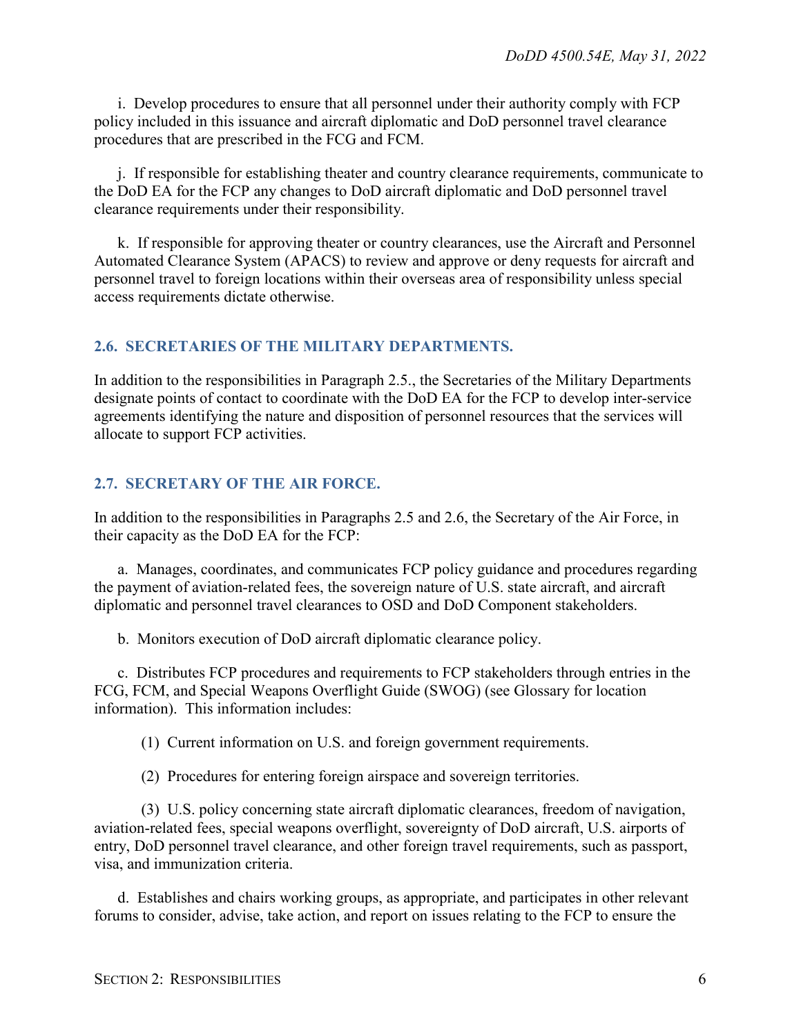i. Develop procedures to ensure that all personnel under their authority comply with FCP policy included in this issuance and aircraft diplomatic and DoD personnel travel clearance procedures that are prescribed in the FCG and FCM.

j. If responsible for establishing theater and country clearance requirements, communicate to the DoD EA for the FCP any changes to DoD aircraft diplomatic and DoD personnel travel clearance requirements under their responsibility.

k. If responsible for approving theater or country clearances, use the Aircraft and Personnel Automated Clearance System (APACS) to review and approve or deny requests for aircraft and personnel travel to foreign locations within their overseas area of responsibility unless special access requirements dictate otherwise.

## 2.6. SECRETARIES OF THE MILITARY DEPARTMENTS.

In addition to the responsibilities in Paragraph 2.5., the Secretaries of the Military Departments designate points of contact to coordinate with the DoD EA for the FCP to develop inter-service agreements identifying the nature and disposition of personnel resources that the services will allocate to support FCP activities.

## 2.7. SECRETARY OF THE AIR FORCE.

In addition to the responsibilities in Paragraphs 2.5 and 2.6, the Secretary of the Air Force, in their capacity as the DoD EA for the FCP:

a. Manages, coordinates, and communicates FCP policy guidance and procedures regarding the payment of aviation-related fees, the sovereign nature of U.S. state aircraft, and aircraft diplomatic and personnel travel clearances to OSD and DoD Component stakeholders.

b. Monitors execution of DoD aircraft diplomatic clearance policy.

c. Distributes FCP procedures and requirements to FCP stakeholders through entries in the FCG, FCM, and Special Weapons Overflight Guide (SWOG) (see Glossary for location information). This information includes:

(1) Current information on U.S. and foreign government requirements.

(2) Procedures for entering foreign airspace and sovereign territories.

(3) U.S. policy concerning state aircraft diplomatic clearances, freedom of navigation, aviation-related fees, special weapons overflight, sovereignty of DoD aircraft, U.S. airports of entry, DoD personnel travel clearance, and other foreign travel requirements, such as passport, visa, and immunization criteria.

d. Establishes and chairs working groups, as appropriate, and participates in other relevant forums to consider, advise, take action, and report on issues relating to the FCP to ensure the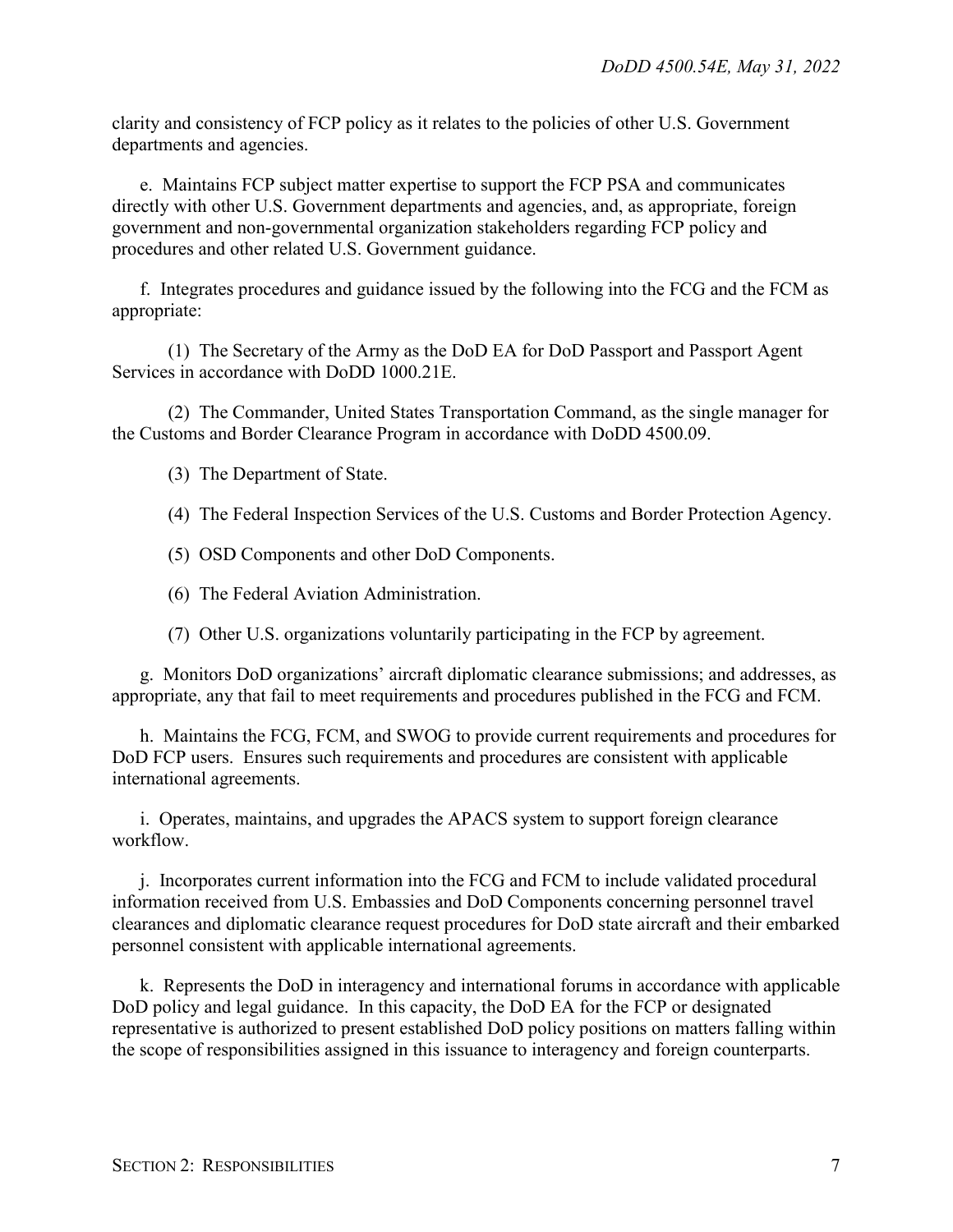clarity and consistency of FCP policy as it relates to the policies of other U.S. Government departments and agencies.

e. Maintains FCP subject matter expertise to support the FCP PSA and communicates directly with other U.S. Government departments and agencies, and, as appropriate, foreign government and non-governmental organization stakeholders regarding FCP policy and procedures and other related U.S. Government guidance.

f. Integrates procedures and guidance issued by the following into the FCG and the FCM as appropriate:

(1) The Secretary of the Army as the DoD EA for DoD Passport and Passport Agent Services in accordance with DoDD 1000.21E.

(2) The Commander, United States Transportation Command, as the single manager for the Customs and Border Clearance Program in accordance with DoDD 4500.09.

(3) The Department of State.

(4) The Federal Inspection Services of the U.S. Customs and Border Protection Agency.

(5) OSD Components and other DoD Components.

(6) The Federal Aviation Administration.

(7) Other U.S. organizations voluntarily participating in the FCP by agreement.

g. Monitors DoD organizations' aircraft diplomatic clearance submissions; and addresses, as appropriate, any that fail to meet requirements and procedures published in the FCG and FCM.

h. Maintains the FCG, FCM, and SWOG to provide current requirements and procedures for DoD FCP users. Ensures such requirements and procedures are consistent with applicable international agreements.

i. Operates, maintains, and upgrades the APACS system to support foreign clearance workflow.

j. Incorporates current information into the FCG and FCM to include validated procedural information received from U.S. Embassies and DoD Components concerning personnel travel clearances and diplomatic clearance request procedures for DoD state aircraft and their embarked personnel consistent with applicable international agreements.

k. Represents the DoD in interagency and international forums in accordance with applicable DoD policy and legal guidance. In this capacity, the DoD EA for the FCP or designated representative is authorized to present established DoD policy positions on matters falling within the scope of responsibilities assigned in this issuance to interagency and foreign counterparts.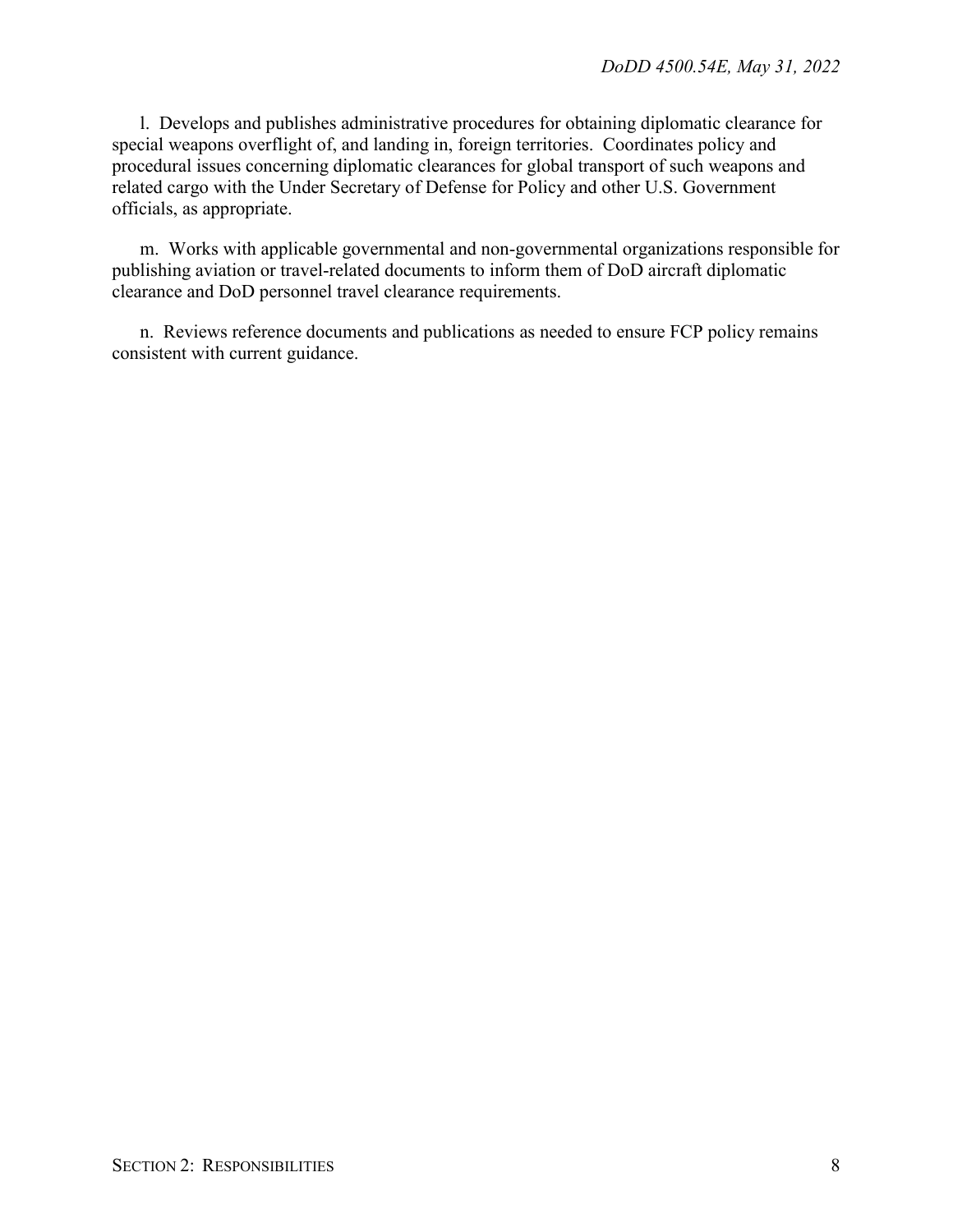l. Develops and publishes administrative procedures for obtaining diplomatic clearance for special weapons overflight of, and landing in, foreign territories. Coordinates policy and procedural issues concerning diplomatic clearances for global transport of such weapons and related cargo with the Under Secretary of Defense for Policy and other U.S. Government officials, as appropriate.

m. Works with applicable governmental and non-governmental organizations responsible for publishing aviation or travel-related documents to inform them of DoD aircraft diplomatic clearance and DoD personnel travel clearance requirements.

n. Reviews reference documents and publications as needed to ensure FCP policy remains consistent with current guidance.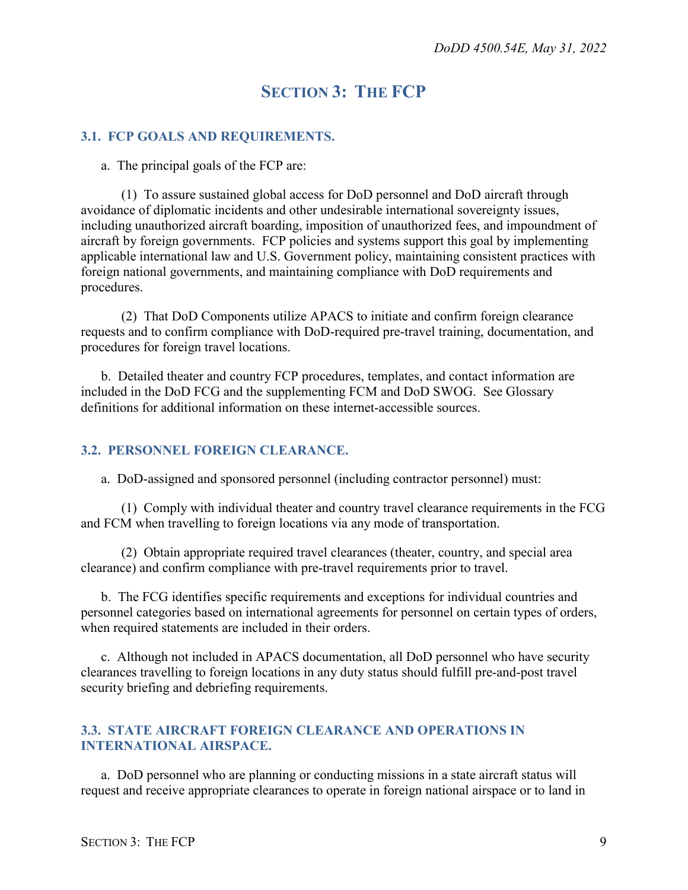# SECTION 3: THE FCP

## 3.1. FCP GOALS AND REQUIREMENTS.

a. The principal goals of the FCP are:

(1) To assure sustained global access for DoD personnel and DoD aircraft through avoidance of diplomatic incidents and other undesirable international sovereignty issues, including unauthorized aircraft boarding, imposition of unauthorized fees, and impoundment of aircraft by foreign governments. FCP policies and systems support this goal by implementing applicable international law and U.S. Government policy, maintaining consistent practices with foreign national governments, and maintaining compliance with DoD requirements and procedures.

(2) That DoD Components utilize APACS to initiate and confirm foreign clearance requests and to confirm compliance with DoD-required pre-travel training, documentation, and procedures for foreign travel locations.

b. Detailed theater and country FCP procedures, templates, and contact information are included in the DoD FCG and the supplementing FCM and DoD SWOG. See Glossary definitions for additional information on these internet-accessible sources.

## 3.2. PERSONNEL FOREIGN CLEARANCE.

a. DoD-assigned and sponsored personnel (including contractor personnel) must:

(1) Comply with individual theater and country travel clearance requirements in the FCG and FCM when travelling to foreign locations via any mode of transportation.

(2) Obtain appropriate required travel clearances (theater, country, and special area clearance) and confirm compliance with pre-travel requirements prior to travel.

b. The FCG identifies specific requirements and exceptions for individual countries and personnel categories based on international agreements for personnel on certain types of orders, when required statements are included in their orders.

c. Although not included in APACS documentation, all DoD personnel who have security clearances travelling to foreign locations in any duty status should fulfill pre-and-post travel security briefing and debriefing requirements.

## 3.3. STATE AIRCRAFT FOREIGN CLEARANCE AND OPERATIONS IN INTERNATIONAL AIRSPACE.

a. DoD personnel who are planning or conducting missions in a state aircraft status will request and receive appropriate clearances to operate in foreign national airspace or to land in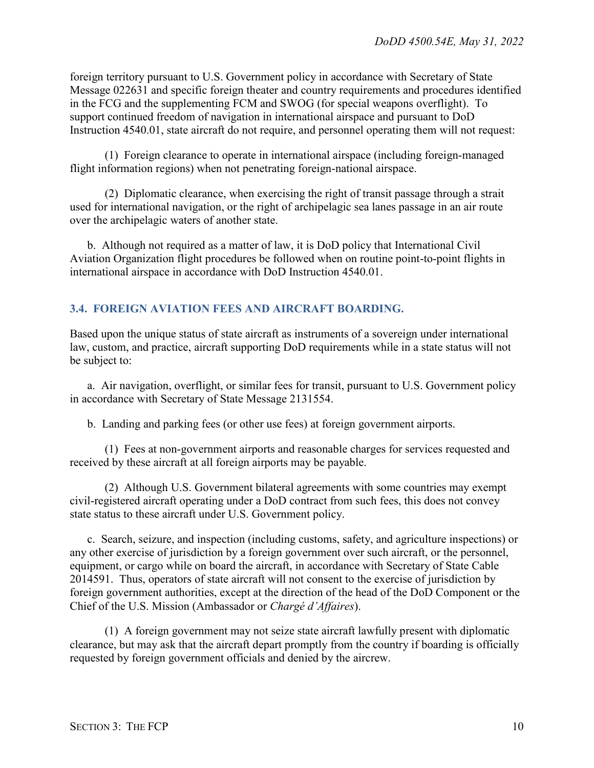foreign territory pursuant to U.S. Government policy in accordance with Secretary of State Message 022631 and specific foreign theater and country requirements and procedures identified in the FCG and the supplementing FCM and SWOG (for special weapons overflight). To support continued freedom of navigation in international airspace and pursuant to DoD Instruction 4540.01, state aircraft do not require, and personnel operating them will not request:

(1) Foreign clearance to operate in international airspace (including foreign-managed flight information regions) when not penetrating foreign-national airspace.

(2) Diplomatic clearance, when exercising the right of transit passage through a strait used for international navigation, or the right of archipelagic sea lanes passage in an air route over the archipelagic waters of another state.

b. Although not required as a matter of law, it is DoD policy that International Civil Aviation Organization flight procedures be followed when on routine point-to-point flights in international airspace in accordance with DoD Instruction 4540.01.

## 3.4. FOREIGN AVIATION FEES AND AIRCRAFT BOARDING.

Based upon the unique status of state aircraft as instruments of a sovereign under international law, custom, and practice, aircraft supporting DoD requirements while in a state status will not be subject to:

a. Air navigation, overflight, or similar fees for transit, pursuant to U.S. Government policy in accordance with Secretary of State Message 2131554.

b. Landing and parking fees (or other use fees) at foreign government airports.

(1) Fees at non-government airports and reasonable charges for services requested and received by these aircraft at all foreign airports may be payable.

(2) Although U.S. Government bilateral agreements with some countries may exempt civil-registered aircraft operating under a DoD contract from such fees, this does not convey state status to these aircraft under U.S. Government policy.

c. Search, seizure, and inspection (including customs, safety, and agriculture inspections) or any other exercise of jurisdiction by a foreign government over such aircraft, or the personnel, equipment, or cargo while on board the aircraft, in accordance with Secretary of State Cable 2014591. Thus, operators of state aircraft will not consent to the exercise of jurisdiction by foreign government authorities, except at the direction of the head of the DoD Component or the Chief of the U.S. Mission (Ambassador or *Chargé d'Affaires*).

(1) A foreign government may not seize state aircraft lawfully present with diplomatic clearance, but may ask that the aircraft depart promptly from the country if boarding is officially requested by foreign government officials and denied by the aircrew.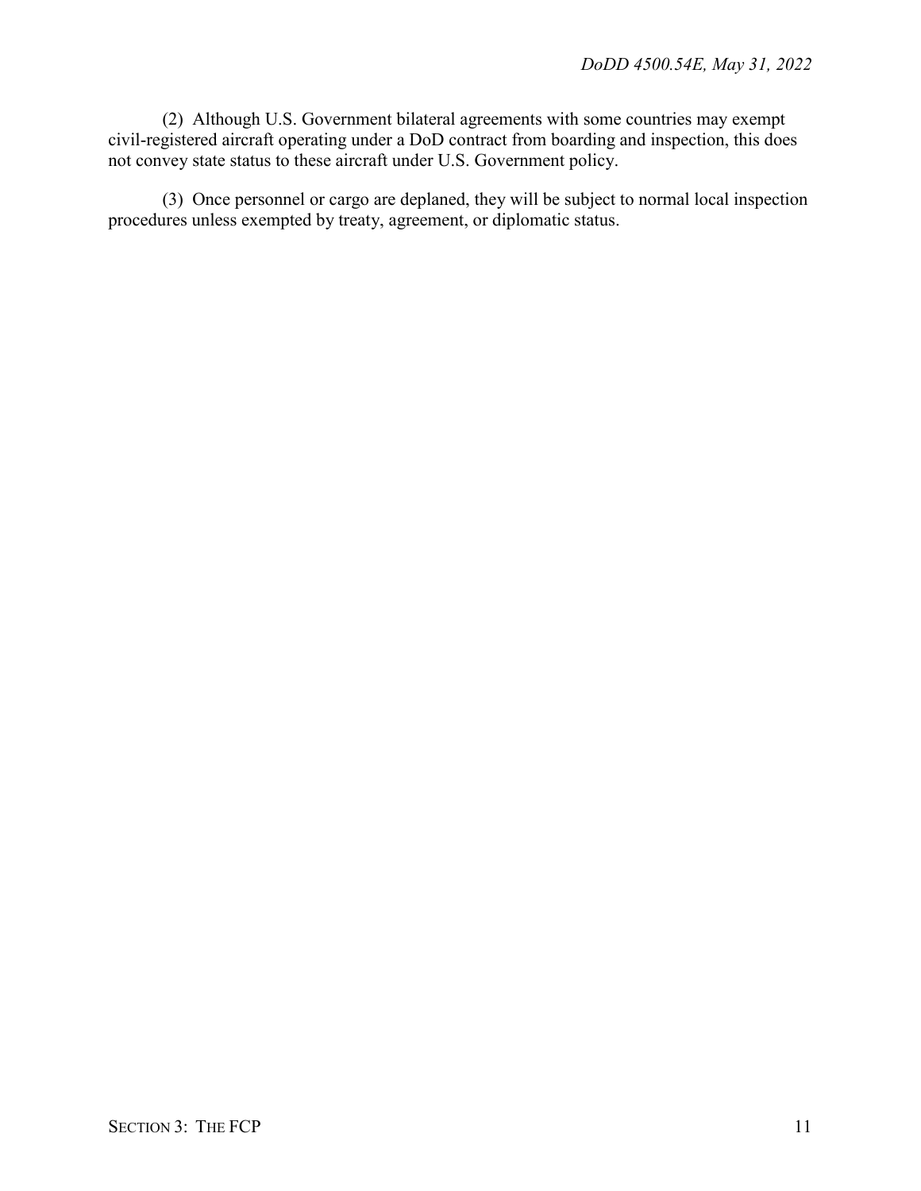(2) Although U.S. Government bilateral agreements with some countries may exempt civil-registered aircraft operating under a DoD contract from boarding and inspection, this does not convey state status to these aircraft under U.S. Government policy.

(3) Once personnel or cargo are deplaned, they will be subject to normal local inspection procedures unless exempted by treaty, agreement, or diplomatic status.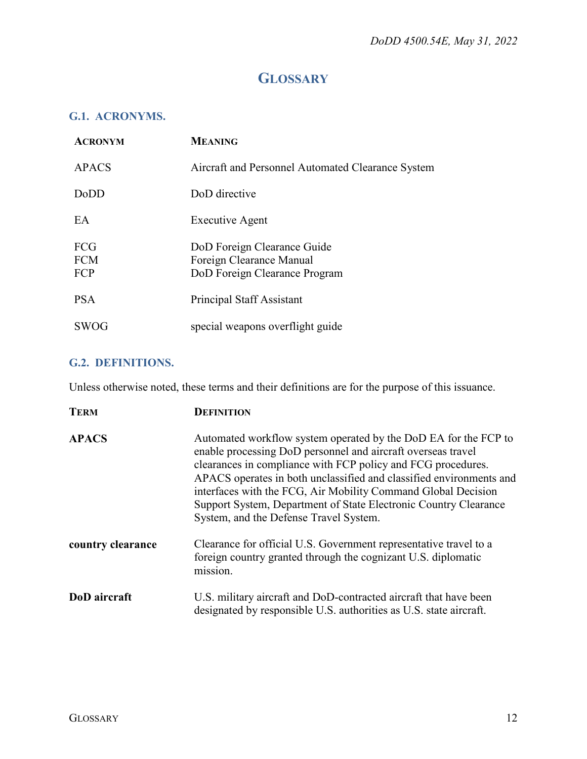# GLOSSARY

## G.1. ACRONYMS.

| ACRONYM | MEANING |
|---|---|
| APACS | Aircraft and Personnel Automated Clearance System |
| DoDD | DoD directive |
| EA | Executive Agent |
| FCG | DoD Foreign Clearance Guide |
| FCM | Foreign Clearance Manual |
| FCP | DoD Foreign Clearance Program |
| PSA | Principal Staff Assistant |
| SWOG | special weapons overflight guide |

## G.2. DEFINITIONS.

Unless otherwise noted, these terms and their definitions are for the purpose of this issuance.

| TERM | DEFINITION |
|---|---|
| **APACS** | Automated workflow system operated by the DoD EA for the FCP to enable processing DoD personnel and aircraft overseas travel clearances in compliance with FCP policy and FCG procedures. APACS operates in both unclassified and classified environments and interfaces with the FCG, Air Mobility Command Global Decision Support System, Department of State Electronic Country Clearance System, and the Defense Travel System. |
| **country clearance** | Clearance for official U.S. Government representative travel to a foreign country granted through the cognizant U.S. diplomatic mission. |
| **DoD aircraft** | U.S. military aircraft and DoD-contracted aircraft that have been designated by responsible U.S. authorities as U.S. state aircraft. |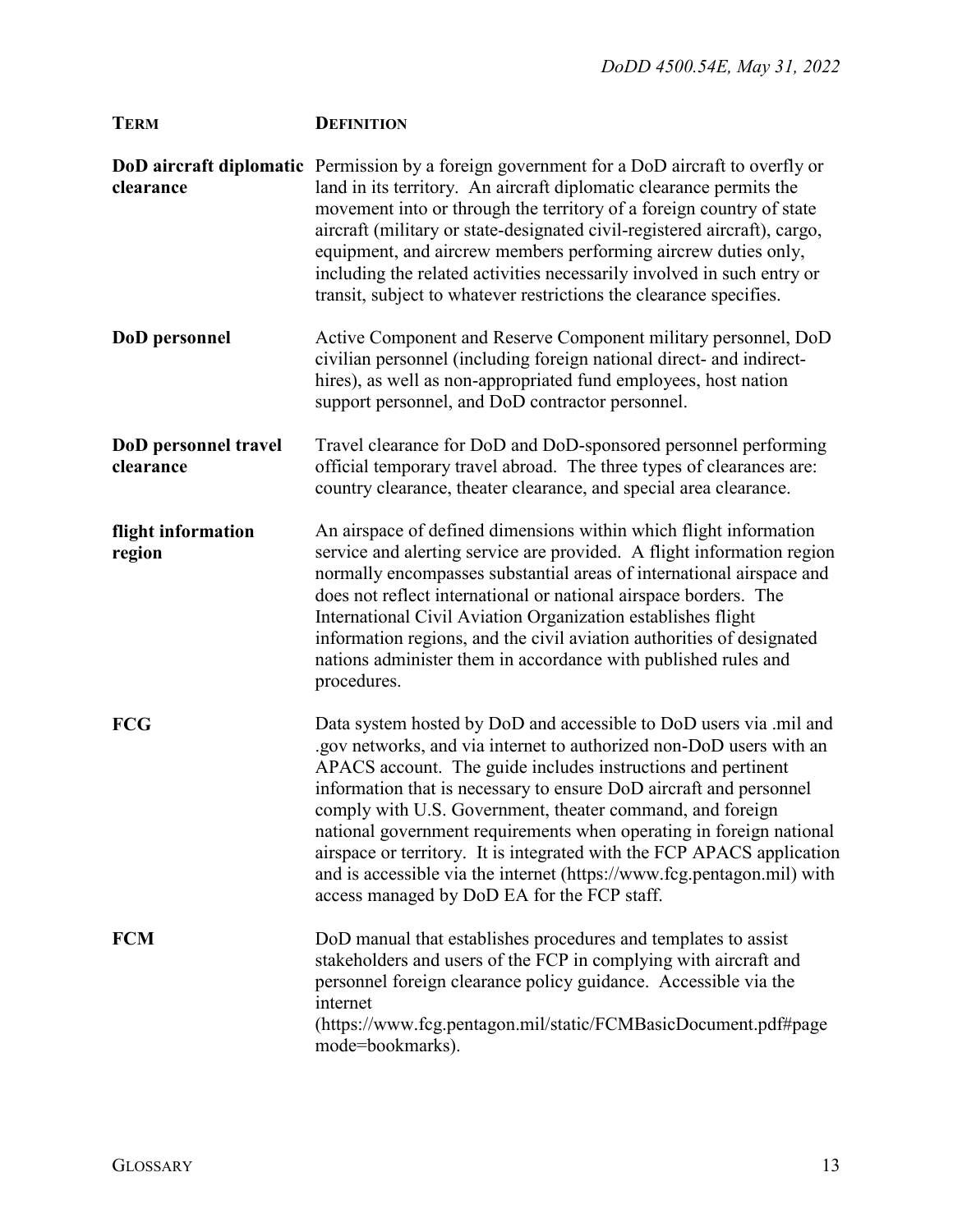| **TERM** | **DEFINITION** |
|---|---|
| **DoD aircraft diplomatic clearance** | Permission by a foreign government for a DoD aircraft to overfly or land in its territory. An aircraft diplomatic clearance permits the movement into or through the territory of a foreign country of state aircraft (military or state-designated civil-registered aircraft), cargo, equipment, and aircrew members performing aircrew duties only, including the related activities necessarily involved in such entry or transit, subject to whatever restrictions the clearance specifies. |
| **DoD personnel** | Active Component and Reserve Component military personnel, DoD civilian personnel (including foreign national direct- and indirect-hires), as well as non-appropriated fund employees, host nation support personnel, and DoD contractor personnel. |
| **DoD personnel travel clearance** | Travel clearance for DoD and DoD-sponsored personnel performing official temporary travel abroad. The three types of clearances are: country clearance, theater clearance, and special area clearance. |
| **flight information region** | An airspace of defined dimensions within which flight information service and alerting service are provided. A flight information region normally encompasses substantial areas of international airspace and does not reflect international or national airspace borders. The International Civil Aviation Organization establishes flight information regions, and the civil aviation authorities of designated nations administer them in accordance with published rules and procedures. |
| **FCG** | Data system hosted by DoD and accessible to DoD users via .mil and .gov networks, and via internet to authorized non-DoD users with an APACS account. The guide includes instructions and pertinent information that is necessary to ensure DoD aircraft and personnel comply with U.S. Government, theater command, and foreign national government requirements when operating in foreign national airspace or territory. It is integrated with the FCP APACS application and is accessible via the internet (https://www.fcg.pentagon.mil) with access managed by DoD EA for the FCP staff. |
| **FCM** | DoD manual that establishes procedures and templates to assist stakeholders and users of the FCP in complying with aircraft and personnel foreign clearance policy guidance. Accessible via the internet (https://www.fcg.pentagon.mil/static/FCMBasicDocument.pdf#pagemode=bookmarks). |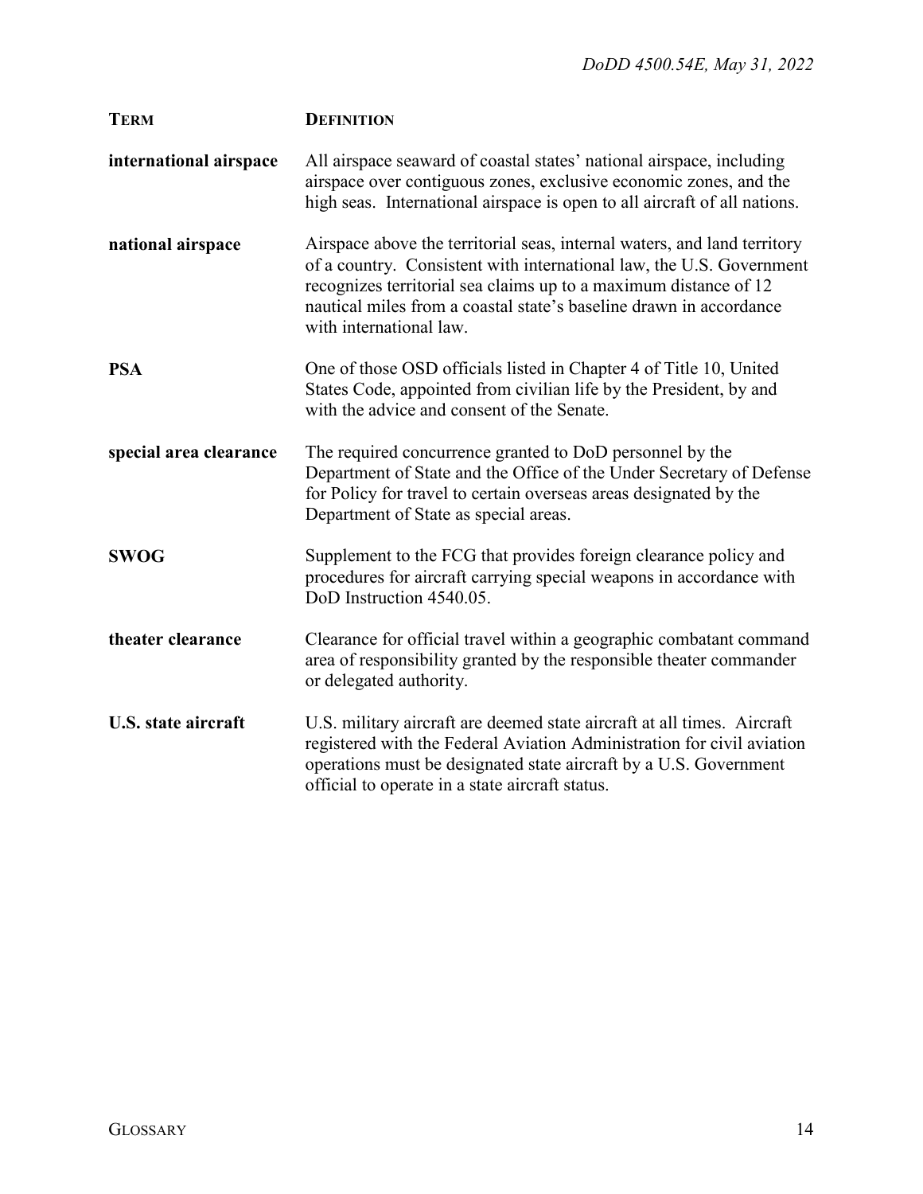| TERM | DEFINITION |
| --- | --- |
| **international airspace** | All airspace seaward of coastal states' national airspace, including airspace over contiguous zones, exclusive economic zones, and the high seas. International airspace is open to all aircraft of all nations. |
| **national airspace** | Airspace above the territorial seas, internal waters, and land territory of a country. Consistent with international law, the U.S. Government recognizes territorial sea claims up to a maximum distance of 12 nautical miles from a coastal state's baseline drawn in accordance with international law. |
| **PSA** | One of those OSD officials listed in Chapter 4 of Title 10, United States Code, appointed from civilian life by the President, by and with the advice and consent of the Senate. |
| **special area clearance** | The required concurrence granted to DoD personnel by the Department of State and the Office of the Under Secretary of Defense for Policy for travel to certain overseas areas designated by the Department of State as special areas. |
| **SWOG** | Supplement to the FCG that provides foreign clearance policy and procedures for aircraft carrying special weapons in accordance with DoD Instruction 4540.05. |
| **theater clearance** | Clearance for official travel within a geographic combatant command area of responsibility granted by the responsible theater commander or delegated authority. |
| **U.S. state aircraft** | U.S. military aircraft are deemed state aircraft at all times. Aircraft registered with the Federal Aviation Administration for civil aviation operations must be designated state aircraft by a U.S. Government official to operate in a state aircraft status. |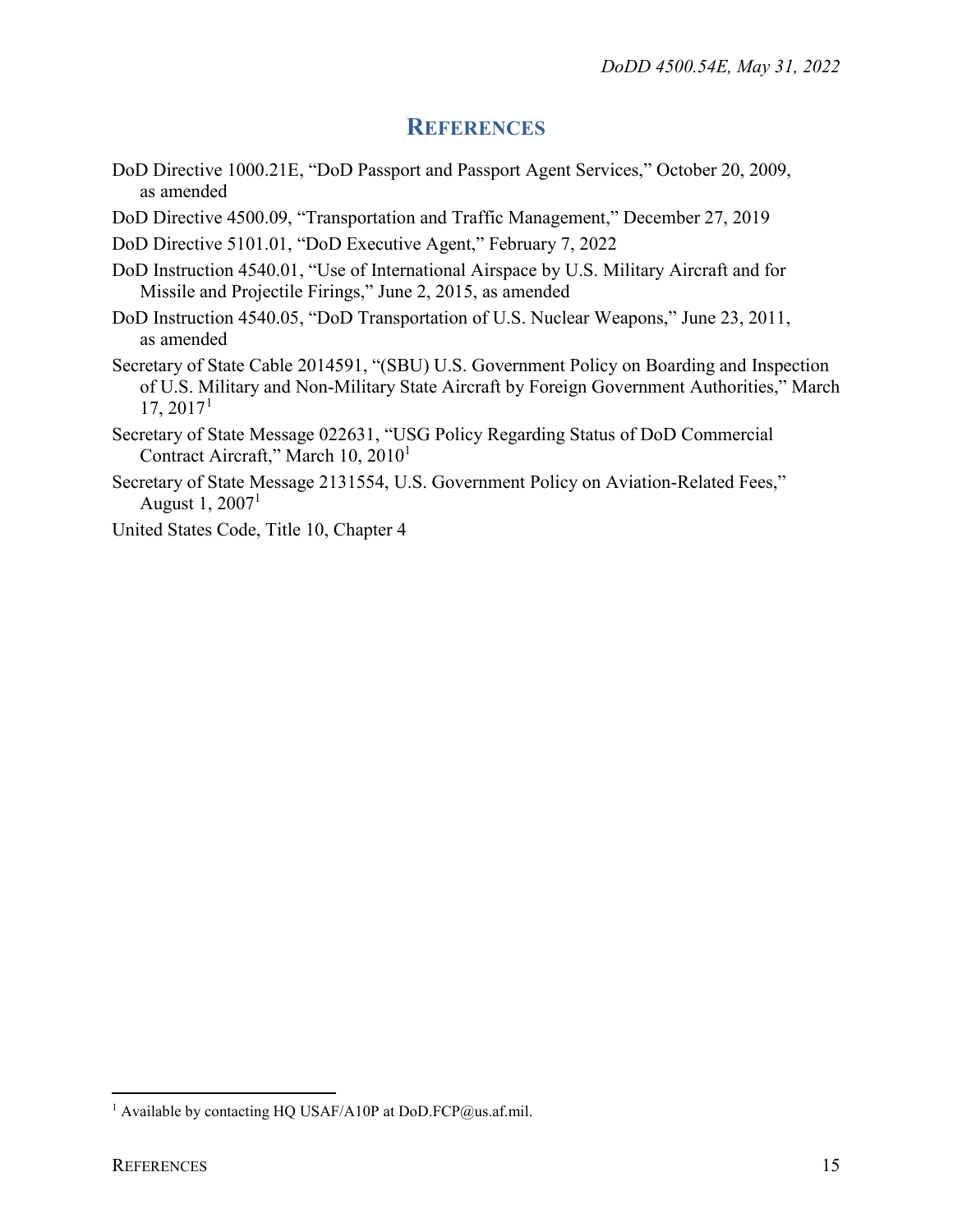# REFERENCES

DoD Directive 1000.21E, "DoD Passport and Passport Agent Services," October 20, 2009, as amended

DoD Directive 4500.09, "Transportation and Traffic Management," December 27, 2019

DoD Directive 5101.01, "DoD Executive Agent," February 7, 2022

DoD Instruction 4540.01, "Use of International Airspace by U.S. Military Aircraft and for Missile and Projectile Firings," June 2, 2015, as amended

DoD Instruction 4540.05, "DoD Transportation of U.S. Nuclear Weapons," June 23, 2011, as amended

Secretary of State Cable 2014591, "(SBU) U.S. Government Policy on Boarding and Inspection of U.S. Military and Non-Military State Aircraft by Foreign Government Authorities," March 17, 2017[1]

Secretary of State Message 022631, "USG Policy Regarding Status of DoD Commercial Contract Aircraft," March 10, 2010[1]

Secretary of State Message 2131554, U.S. Government Policy on Aviation-Related Fees," August 1, 2007[1]

United States Code, Title 10, Chapter 4

[1] Available by contacting HQ USAF/A10P at DoD.FCP@us.af.mil.